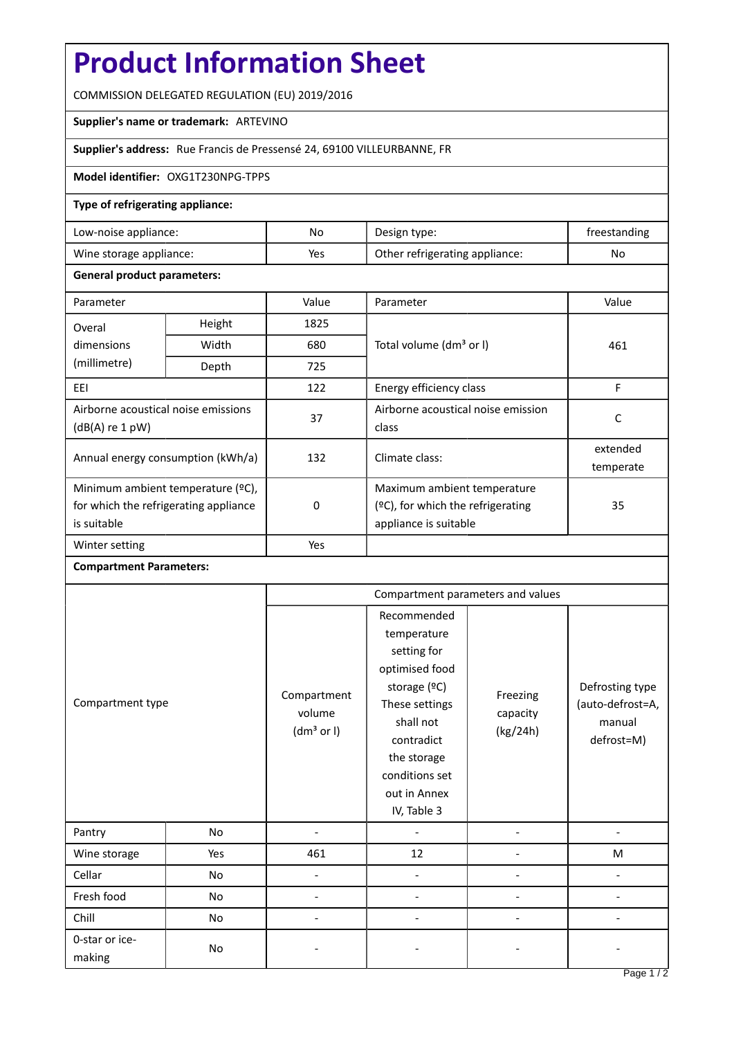# Product Information Sheet

COMMISSION DELEGATED REGULATION (EU) 2019/2016

**Supplier's name or trademark:** ARTEVINO

**Supplier's address:** Rue Francis de Pressensé 24, 69100 VILLEURBANNE, FR

**Model identifier:** OXG1T230NPG-TPPS

**Type of refrigerating appliance:**

| Low-noise appliance: | No | Design type: | freestanding |
|---|---|---|---|
| Wine storage appliance: | Yes | Other refrigerating appliance: | No |

**General product parameters:**

| Parameter | | Value | Parameter | Value |
|---|---|---|---|---|
| Overal dimensions (millimetre) | Height | 1825 | Total volume (dm³ or l) | 461 |
| | Width | 680 | | |
| | Depth | 725 | | |
| EEI | | 122 | Energy efficiency class | F |
| Airborne acoustical noise emissions (dB(A) re 1 pW) | | 37 | Airborne acoustical noise emission class | C |
| Annual energy consumption (kWh/a) | | 132 | Climate class: | extended temperate |
| Minimum ambient temperature (ºC), for which the refrigerating appliance is suitable | | 0 | Maximum ambient temperature (ºC), for which the refrigerating appliance is suitable | 35 |
| Winter setting | | Yes | | |

**Compartment Parameters:**

| Compartment type | | Compartment parameters and values | | | |
|---|---|---|---|---|---|
| | | Compartment volume (dm³ or l) | Recommended temperature setting for optimised food storage (ºC) These settings shall not contradict the storage conditions set out in Annex IV, Table 3 | Freezing capacity (kg/24h) | Defrosting type (auto-defrost=A, manual defrost=M) |
| Pantry | No | - | - | - | - |
| Wine storage | Yes | 461 | 12 | - | M |
| Cellar | No | - | - | - | - |
| Fresh food | No | - | - | - | - |
| Chill | No | - | - | - | - |
| 0-star or ice-making | No | - | - | - | - |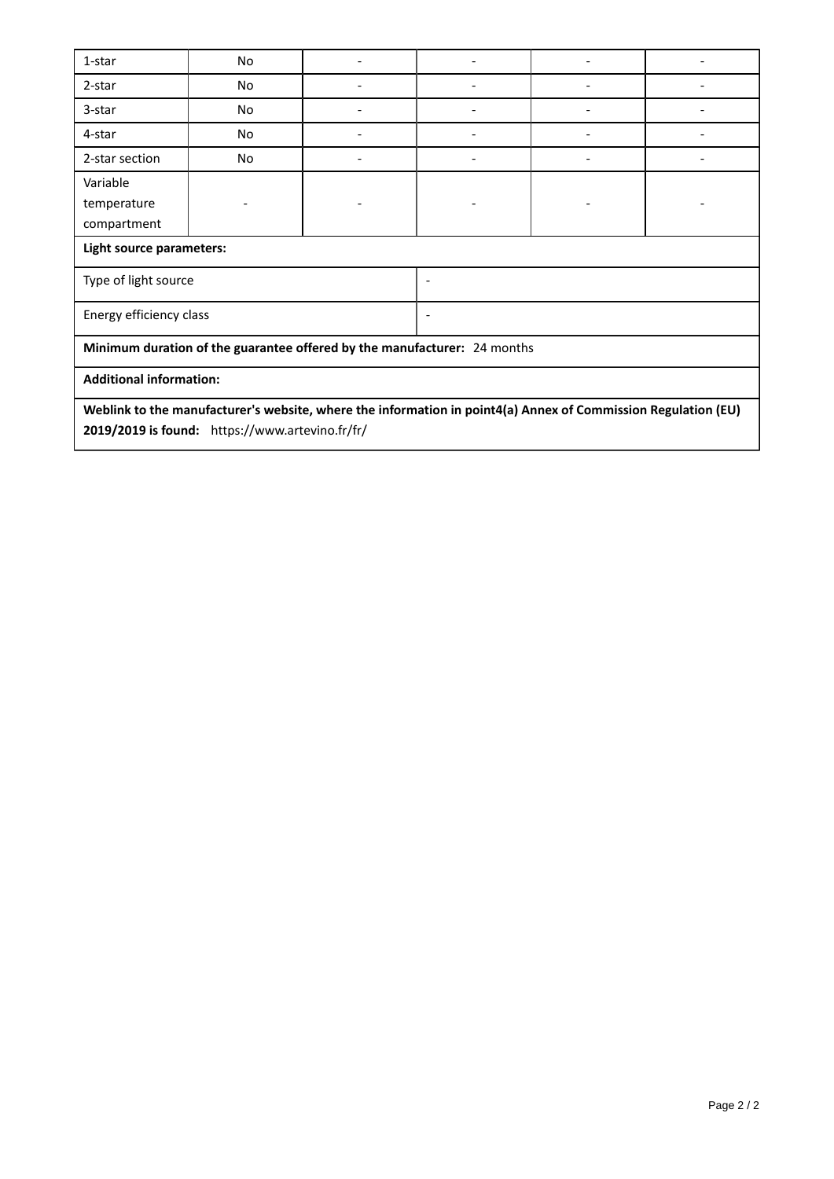| | | | | | |
|---|---|---|---|---|---|
| 1-star | No | - | - | - | - |
| 2-star | No | - | - | - | - |
| 3-star | No | - | - | - | - |
| 4-star | No | - | - | - | - |
| 2-star section | No | - | - | - | - |
| Variable temperature compartment | - | - | - | - | - |

**Light source parameters:**

| | |
|---|---|
| Type of light source | - |
| Energy efficiency class | - |

**Minimum duration of the guarantee offered by the manufacturer:** 24 months

**Additional information:**

**Weblink to the manufacturer's website, where the information in point4(a) Annex of Commission Regulation (EU) 2019/2019 is found:** https://www.artevino.fr/fr/